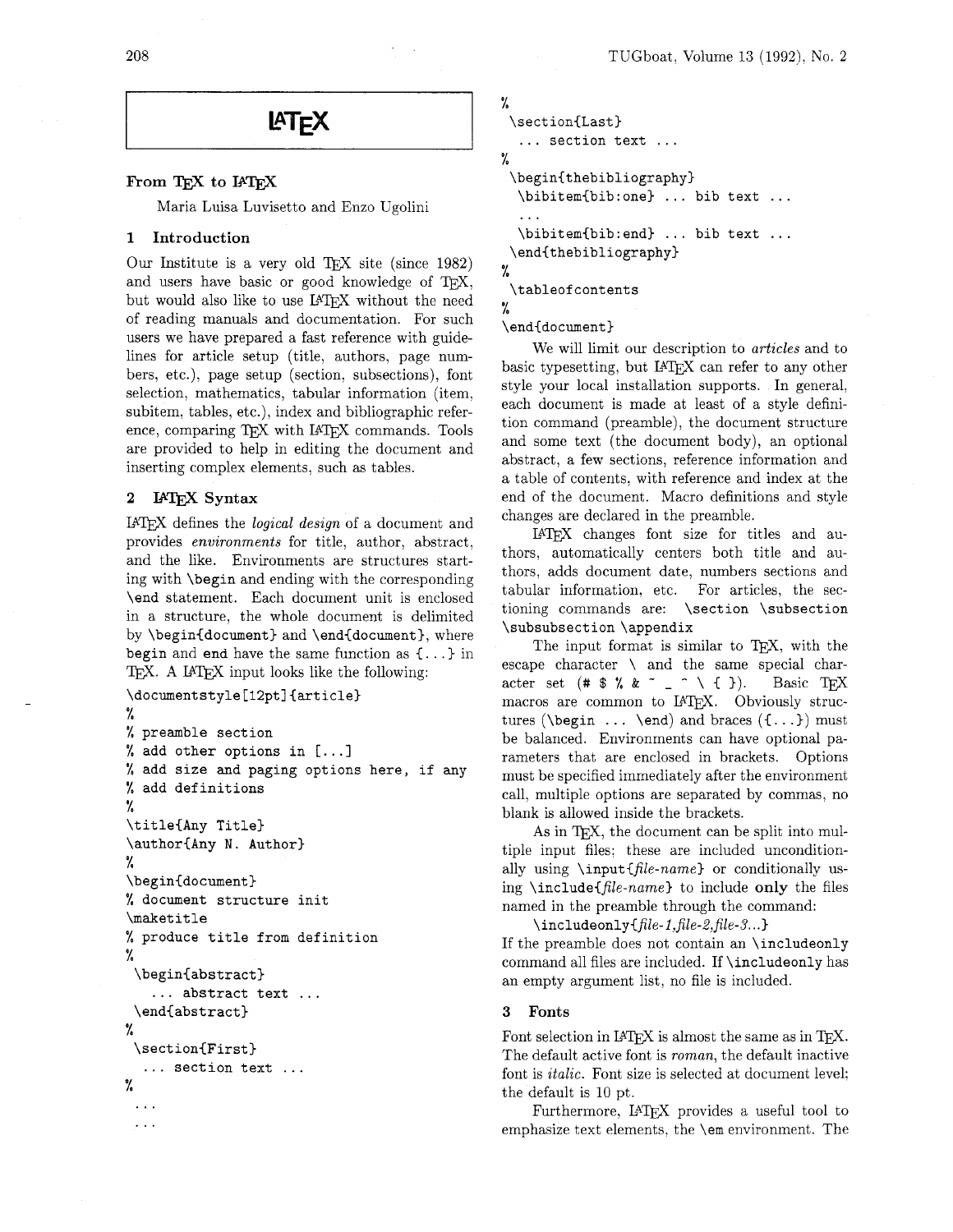# LaTeX

## From TeX to LaTeX

Maria Luisa Luvisetto and Enzo Ugolini

### 1 Introduction

Our Institute is a very old TeX site (since 1982) and users have basic or good knowledge of TeX, but would also like to use LaTeX without the need of reading manuals and documentation. For such users we have prepared a fast reference with guidelines for article setup (title, authors, page numbers, etc.), page setup (section, subsections), font selection, mathematics, tabular information (item, subitem, tables, etc.), index and bibliographic reference, comparing TeX with LaTeX commands. Tools are provided to help in editing the document and inserting complex elements, such as tables.

### 2 LaTeX Syntax

LaTeX defines the *logical design* of a document and provides *environments* for title, author, abstract, and the like. Environments are structures starting with `\begin` and ending with the corresponding `\end` statement. Each document unit is enclosed in a structure, the whole document is delimited by `\begin{document}` and `\end{document}`, where `begin` and `end` have the same function as `{...}` in TeX. A LaTeX input looks like the following:

```
\documentstyle[12pt]{article}
%
% preamble section
% add other options in [...]
% add size and paging options here, if any
% add definitions
%
\title{Any Title}
\author{Any N. Author}
%
\begin{document}
% document structure init
\maketitle
% produce title from definition
%
 \begin{abstract}
   ... abstract text ...
 \end{abstract}
%
 \section{First}
  ... section text ...
%
 ...
 ...
%
 \section{Last}
  ... section text ...
%
 \begin{thebibliography}
  \bibitem{bib:one} ... bib text ...
  ...
  \bibitem{bib:end} ... bib text ...
 \end{thebibliography}
%
 \tableofcontents
%
\end{document}
```

We will limit our description to *articles* and to basic typesetting, but LaTeX can refer to any other style your local installation supports. In general, each document is made at least of a style definition command (preamble), the document structure and some text (the document body), an optional abstract, a few sections, reference information and a table of contents, with reference and index at the end of the document. Macro definitions and style changes are declared in the preamble.

LaTeX changes font size for titles and authors, automatically centers both title and authors, adds document date, numbers sections and tabular information, etc. For articles, the sectioning commands are: `\section` `\subsection` `\subsubsection` `\appendix`

The input format is similar to TeX, with the escape character `\` and the same special character set (`# $ % & ~ _ ^ \ { }`). Basic TeX macros are common to LaTeX. Obviously structures (`\begin ... \end`) and braces (`{...}`) must be balanced. Environments can have optional parameters that are enclosed in brackets. Options must be specified immediately after the environment call, multiple options are separated by commas, no blank is allowed inside the brackets.

As in TeX, the document can be split into multiple input files; these are included unconditionally using `\input{`*file-name*`}` or conditionally using `\include{`*file-name*`}` to include **only** the files named in the preamble through the command:

`\includeonly{`*file-1,file-2,file-3...*`}`

If the preamble does not contain an `\includeonly` command all files are included. If `\includeonly` has an empty argument list, no file is included.

### 3 Fonts

Font selection in LaTeX is almost the same as in TeX. The default active font is *roman*, the default inactive font is *italic*. Font size is selected at document level; the default is 10 pt.

Furthermore, LaTeX provides a useful tool to emphasize text elements, the `\em` environment. The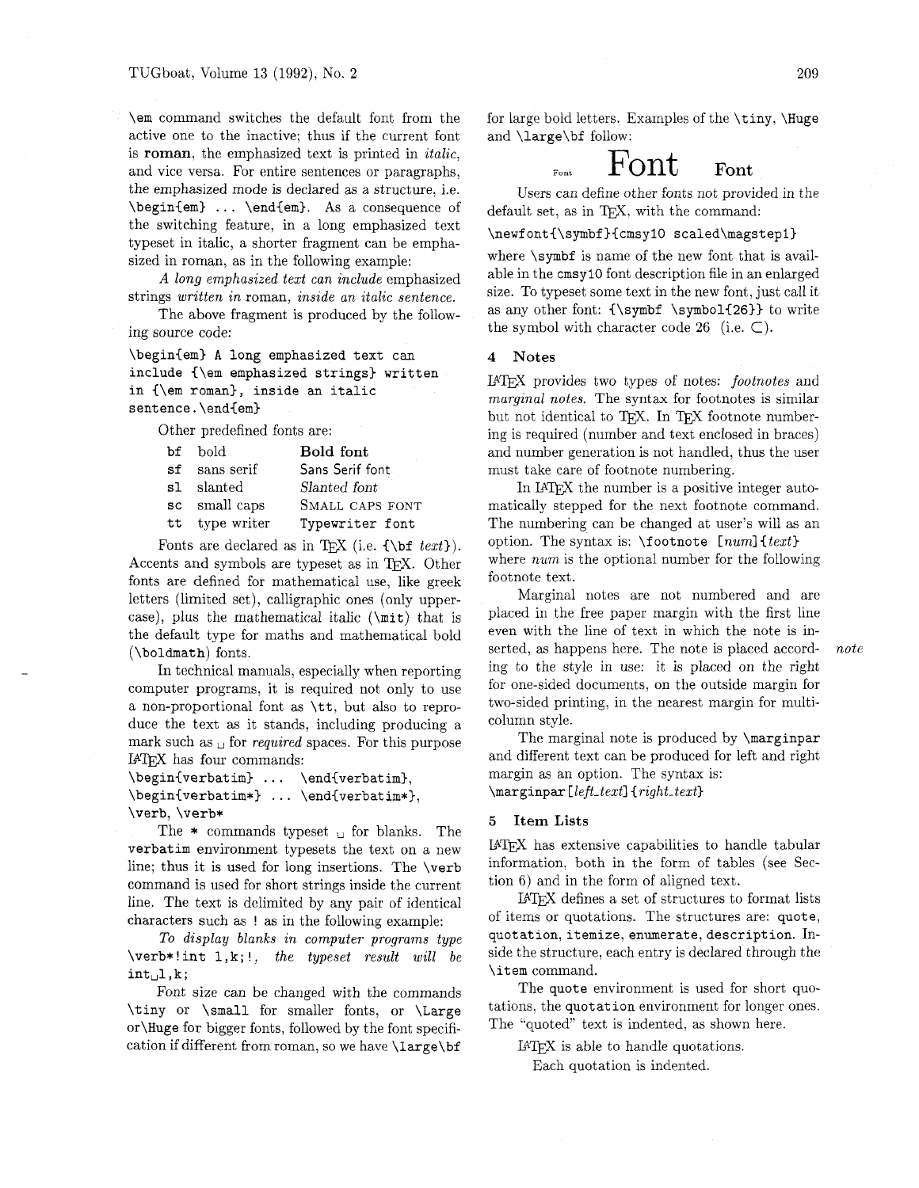`\em` command switches the default font from the active one to the inactive; thus if the current font is **roman**, the emphasized text is printed in *italic*, and vice versa. For entire sentences or paragraphs, the emphasized mode is declared as a structure, i.e. `\begin{em} ... \end{em}`. As a consequence of the switching feature, in a long emphasized text typeset in italic, a shorter fragment can be emphasized in roman, as in the following example:

*A long emphasized text can include* emphasized strings *written in* roman, *inside an italic sentence.*

The above fragment is produced by the following source code:

```
\begin{em} A long emphasized text can
include {\em emphasized strings} written
in {\em roman}, inside an italic
sentence.\end{em}
```

Other predefined fonts are:

| | | |
|---|---|---|
| bf | bold | **Bold font** |
| sf | sans serif | Sans Serif font |
| sl | slanted | *Slanted font* |
| sc | small caps | SMALL CAPS FONT |
| tt | type writer | `Typewriter font` |

Fonts are declared as in TEX (i.e. `{\bf` *text*`}`). Accents and symbols are typeset as in TEX. Other fonts are defined for mathematical use, like greek letters (limited set), calligraphic ones (only uppercase), plus the mathematical italic (`\mit`) that is the default type for maths and mathematical bold (`\boldmath`) fonts.

In technical manuals, especially when reporting computer programs, it is required not only to use a non-proportional font as `\tt`, but also to reproduce the text as it stands, including producing a mark such as ␣ for *required* spaces. For this purpose LATEX has four commands:

`\begin{verbatim} ... \end{verbatim}`,
`\begin{verbatim*} ... \end{verbatim*}`,
`\verb`, `\verb*`

The `*` commands typeset ␣ for blanks. The `verbatim` environment typesets the text on a new line; thus it is used for long insertions. The `\verb` command is used for short strings inside the current line. The text is delimited by any pair of identical characters such as ! as in the following example:

*To display blanks in computer programs type* `\verb*!int l,k;!`, *the typeset result will be* `int␣l,k;`

Font size can be changed with the commands `\tiny` or `\small` for smaller fonts, or `\Large` or`\Huge` for bigger fonts, followed by the font specification if different from roman, so we have `\large\bf` for large bold letters. Examples of the `\tiny`, `\Huge` and `\large\bf` follow:

Font **Font** **Font**

Users can define other fonts not provided in the default set, as in TEX, with the command:

`\newfont{\symbf}{cmsy10 scaled\magstep1}`

where `\symbf` is name of the new font that is available in the `cmsy10` font description file in an enlarged size. To typeset some text in the new font, just call it as any other font: `{\symbf \symbol{26}}` to write the symbol with character code 26 (i.e. $\subset$).

## 4 Notes

LATEX provides two types of notes: *footnotes* and *marginal notes*. The syntax for footnotes is similar but not identical to TEX. In TEX footnote numbering is required (number and text enclosed in braces) and number generation is not handled, thus the user must take care of footnote numbering.

In LATEX the number is a positive integer automatically stepped for the next footnote command. The numbering can be changed at user's will as an option. The syntax is: `\footnote [`*num*`]{`*text*`}` where *num* is the optional number for the following footnote text.

Marginal notes are not numbered and are placed in the free paper margin with the first line even with the line of text in which the note is inserted, as happens here. The note is placed according to the style in use: it is placed on the right for one-sided documents, on the outside margin for two-sided printing, in the nearest margin for multi-column style.

*note*

The marginal note is produced by `\marginpar` and different text can be produced for left and right margin as an option. The syntax is:
`\marginpar[`*left_text*`]{`*right_text*`}`

## 5 Item Lists

LATEX has extensive capabilities to handle tabular information, both in the form of tables (see Section 6) and in the form of aligned text.

LATEX defines a set of structures to format lists of items or quotations. The structures are: `quote`, `quotation`, `itemize`, `enumerate`, `description`. Inside the structure, each entry is declared through the `\item` command.

The `quote` environment is used for short quotations, the `quotation` environment for longer ones. The "quoted" text is indented, as shown here.

> LATEX is able to handle quotations.
>
> Each quotation is indented.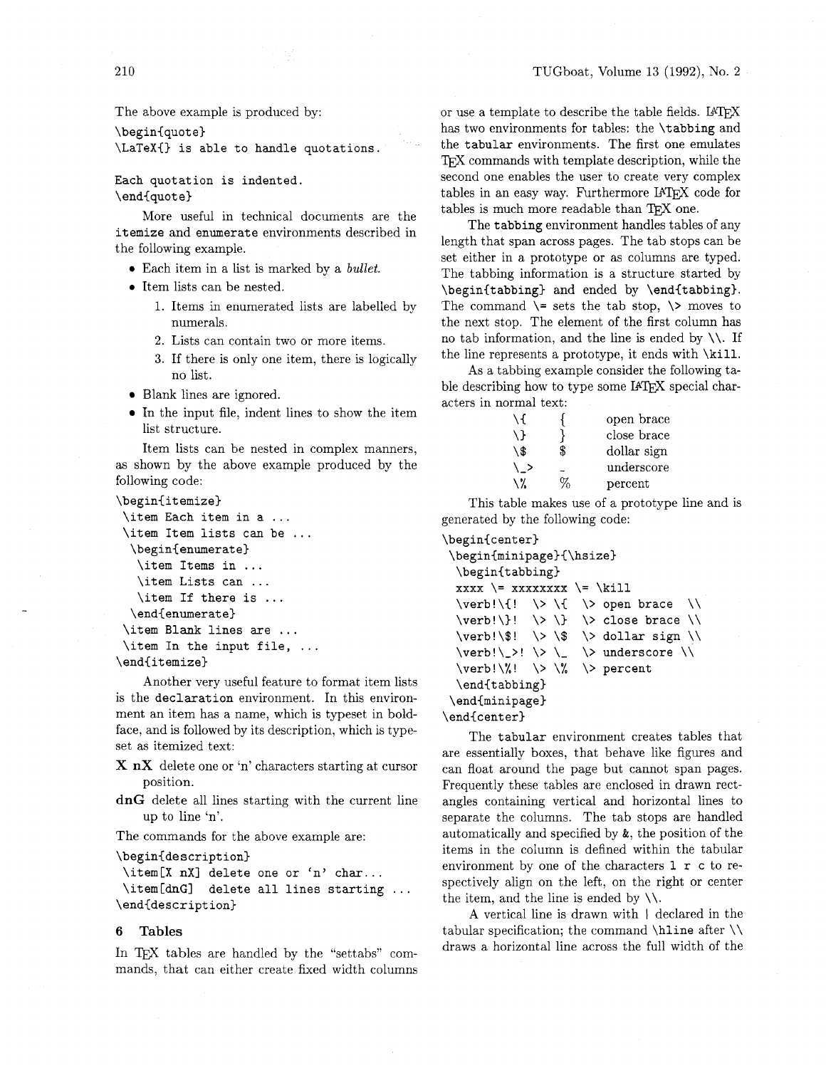The above example is produced by:

```
\begin{quote}
\LaTeX{} is able to handle quotations.

Each quotation is indented.
\end{quote}
```

More useful in technical documents are the itemize and enumerate environments described in the following example.

- Each item in a list is marked by a *bullet*.
- Item lists can be nested.
  1. Items in enumerated lists are labelled by numerals.
  2. Lists can contain two or more items.
  3. If there is only one item, there is logically no list.
- Blank lines are ignored.
- In the input file, indent lines to show the item list structure.

Item lists can be nested in complex manners, as shown by the above example produced by the following code:

```
\begin{itemize}
 \item Each item in a ...
 \item Item lists can be ...
  \begin{enumerate}
   \item Items in ...
   \item Lists can ...
   \item If there is ...
  \end{enumerate}
 \item Blank lines are ...
 \item In the input file, ...
\end{itemize}
```

Another very useful feature to format item lists is the declaration environment. In this environment an item has a name, which is typeset in boldface, and is followed by its description, which is typeset as itemized text:

**X nX** delete one or 'n' characters starting at cursor position.

**dnG** delete all lines starting with the current line up to line 'n'.

The commands for the above example are:

```
\begin{description}
 \item[X nX] delete one or 'n' char...
 \item[dnG]  delete all lines starting ...
\end{description}
```

## 6 Tables

In TeX tables are handled by the "settabs" commands, that can either create fixed width columns or use a template to describe the table fields. LaTeX has two environments for tables: the \tabbing and the tabular environments. The first one emulates TeX commands with template description, while the second one enables the user to create very complex tables in an easy way. Furthermore LaTeX code for tables is much more readable than TeX one.

The tabbing environment handles tables of any length that span across pages. The tab stops can be set either in a prototype or as columns are typed. The tabbing information is a structure started by \begin{tabbing} and ended by \end{tabbing}. The command \= sets the tab stop, \> moves to the next stop. The element of the first column has no tab information, and the line is ended by \\. If the line represents a prototype, it ends with \kill.

As a tabbing example consider the following table describing how to type some LaTeX special characters in normal text:

| | | |
|---|---|---|
| \{ | { | open brace |
| \} | } | close brace |
| \$ | $ | dollar sign |
| \_> | _ | underscore |
| \% | % | percent |

This table makes use of a prototype line and is generated by the following code:

```
\begin{center}
 \begin{minipage}{\hsize}
  \begin{tabbing}
  xxxx \= xxxxxxxx \= \kill
  \verb!\{!  \> \{  \> open brace  \\
  \verb!\}!  \> \}  \> close brace \\
  \verb!\$!  \> \$  \> dollar sign \\
  \verb!\_>! \> \_  \> underscore \\
  \verb!\%!  \> \%  \> percent
  \end{tabbing}
 \end{minipage}
\end{center}
```

The tabular environment creates tables that are essentially boxes, that behave like figures and can float around the page but cannot span pages. Frequently these tables are enclosed in drawn rectangles containing vertical and horizontal lines to separate the columns. The tab stops are handled automatically and specified by &, the position of the items in the column is defined within the tabular environment by one of the characters l r c to respectively align on the left, on the right or center the item, and the line is ended by \\.

A vertical line is drawn with | declared in the tabular specification; the command \hline after \\ draws a horizontal line across the full width of the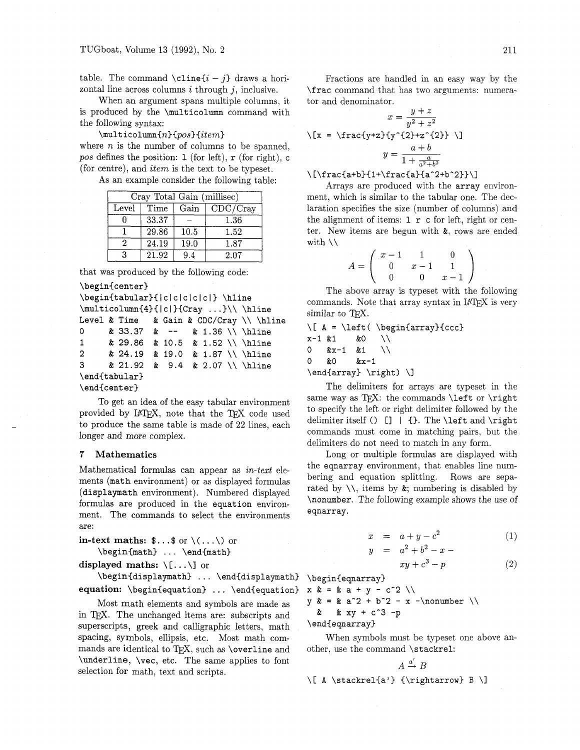table. The command `\cline{i − j}` draws a horizontal line across columns $i$ through $j$, inclusive.

When an argument spans multiple columns, it is produced by the `\multicolumn` command with the following syntax:

`\multicolumn{n}{pos}{item}`

where $n$ is the number of columns to be spanned, *pos* defines the position: `l` (for left), `r` (for right), `c` (for centre), and *item* is the text to be typeset.

As an example consider the following table:

| Cray Total Gain (millisec) | | | |
|---|---|---|---|
| Level | Time | Gain | CDC/Cray |
| 0 | 33.37 | – | 1.36 |
| 1 | 29.86 | 10.5 | 1.52 |
| 2 | 24.19 | 19.0 | 1.87 |
| 3 | 21.92 | 9.4 | 2.07 |

that was produced by the following code:

```
\begin{center}
\begin{tabular}{|c|c|c|c|} \hline
\multicolumn{4}{|c|}{Cray ...}\\ \hline
Level & Time   & Gain & CDC/Cray \\ \hline
0     & 33.37  & --   & 1.36 \\ \hline
1     & 29.86  & 10.5 & 1.52 \\ \hline
2     & 24.19  & 19.0 & 1.87 \\ \hline
3     & 21.92  &  9.4 & 2.07 \\ \hline
\end{tabular}
\end{center}
```

To get an idea of the easy tabular environment provided by LaTeX, note that the TeX code used to produce the same table is made of 22 lines, each longer and more complex.

## 7 Mathematics

Mathematical formulas can appear as *in-text* elements (`math` environment) or as displayed formulas (`displaymath` environment). Numbered displayed formulas are produced in the `equation` environment. The commands to select the environments are:

**in-text maths:** `$...$` or `\(...\)` or `\begin{math} ... \end{math}`

**displayed maths:** `\[...\]` or `\begin{displaymath} ... \end{displaymath}`

**equation:** `\begin{equation} ... \end{equation}`

Most math elements and symbols are made as in TeX. The unchanged items are: subscripts and superscripts, greek and calligraphic letters, math spacing, symbols, ellipsis, etc. Most math commands are identical to TeX, such as `\overline` and `\underline`, `\vec`, etc. The same applies to font selection for math, text and scripts.

Fractions are handled in an easy way by the `\frac` command that has two arguments: numerator and denominator.

$$x = \frac{y+z}{y^{2}+z^{2}}$$

```
\[x = \frac{y+z}{y^{2}+z^{2}} \]
```

$$y = \frac{a+b}{1+\frac{a}{a^2+b^2}}$$

```
\[\frac{a+b}{1+\frac{a}{a^2+b^2}}\]
```

Arrays are produced with the `array` environment, which is similar to the tabular one. The declaration specifies the size (number of columns) and the alignment of items: `l r c` for left, right or center. New items are begun with `&`, rows are ended with `\\`

$$A = \left( \begin{array}{ccc} x-1 & 1 & 0 \\ 0 & x-1 & 1 \\ 0 & 0 & x-1 \end{array} \right)$$

The above array is typeset with the following commands. Note that array syntax in LaTeX is very similar to TeX.

```
\[ A = \left( \begin{array}{ccc}
x-1 &1    &0    \\
0   &x-1  &1    \\
0   &0    &x-1
\end{array} \right) \]
```

The delimiters for arrays are typeset in the same way as TeX: the commands `\left` or `\right` to specify the left or right delimiter followed by the delimiter itself `() [] | {}`. The `\left` and `\right` commands must come in matching pairs, but the delimiters do not need to match in any form.

Long or multiple formulas are displayed with the `eqnarray` environment, that enables line numbering and equation splitting. Rows are separated by `\\`, items by `&`; numbering is disabled by `\nonumber`. The following example shows the use of `eqnarray`.

$$\begin{aligned} x &= a + y - c^2 \quad (1) \\ y &= a^2 + b^2 - x - \\ & \quad xy + c^3 - p \quad (2) \end{aligned}$$

```
\begin{eqnarray}
x & = & a + y - c^2 \\
y & = & a^2 + b^2 - x -\nonumber \\
  &   & xy + c^3 -p
\end{eqnarray}
```

When symbols must be typeset one above another, use the command `\stackrel`:

$$A \stackrel{a'}{\rightarrow} B$$

```
\[ A \stackrel{a'} {\rightarrow} B \]
```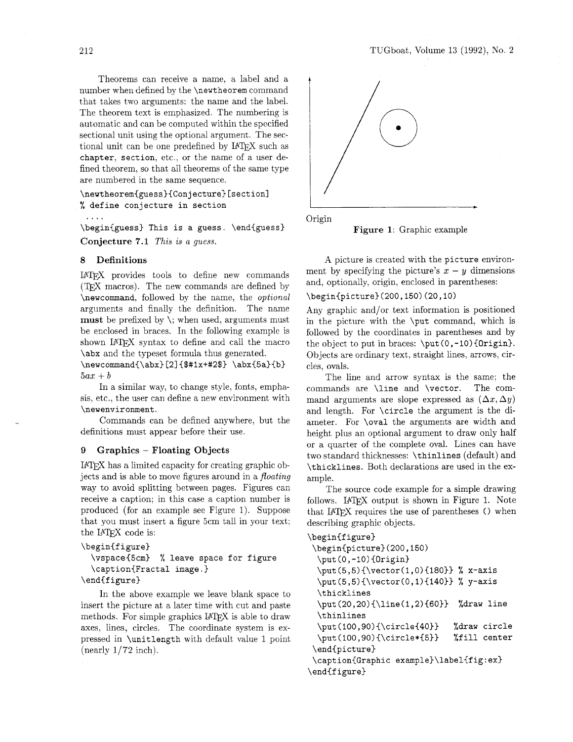Theorems can receive a name, a label and a number when defined by the `\newtheorem` command that takes two arguments: the name and the label. The theorem text is emphasized. The numbering is automatic and can be computed within the specified sectional unit using the optional argument. The sectional unit can be one predefined by LaTeX such as `chapter`, `section`, etc., or the name of a user defined theorem, so that all theorems of the same type are numbered in the same sequence.

```
\newtheorem{guess}{Conjecture}[section]
% define conjecture in section
 ....
\begin{guess} This is a guess. \end{guess}
```

**Conjecture 7.1** *This is a guess.*

## 8 Definitions

LaTeX provides tools to define new commands (TeX macros). The new commands are defined by `\newcommand`, followed by the name, the *optional* arguments and finally the definition. The name **must** be prefixed by \; when used, arguments must be enclosed in braces. In the following example is shown LaTeX syntax to define and call the macro `\abx` and the typeset formula thus generated.

```
\newcommand{\abx}[2]{$#1x+#2$} \abx{5a}{b}
```

$5ax + b$

In a similar way, to change style, fonts, emphasis, etc., the user can define a new environment with `\newenvironment`.

Commands can be defined anywhere, but the definitions must appear before their use.

## 9 Graphics – Floating Objects

LaTeX has a limited capacity for creating graphic objects and is able to move figures around in a *floating* way to avoid splitting between pages. Figures can receive a caption; in this case a caption number is produced (for an example see Figure 1). Suppose that you must insert a figure 5cm tall in your text; the LaTeX code is:

```
\begin{figure}
  \vspace{5cm}  % leave space for figure
  \caption{Fractal image.}
\end{figure}
```

In the above example we leave blank space to insert the picture at a later time with cut and paste methods. For simple graphics LaTeX is able to draw axes, lines, circles. The coordinate system is expressed in `\unitlength` with default value 1 point (nearly 1/72 inch).

Origin

**Figure 1**: Graphic example

A picture is created with the `picture` environment by specifying the picture's $x - y$ dimensions and, optionally, origin, enclosed in parentheses:

```
\begin{picture}(200,150)(20,10)
```

Any graphic and/or text information is positioned in the picture with the `\put` command, which is followed by the coordinates in parentheses and by the object to put in braces: `\put(0,-10){Origin}`. Objects are ordinary text, straight lines, arrows, circles, ovals.

The line and arrow syntax is the same; the commands are `\line` and `\vector`. The command arguments are slope expressed as $(\Delta x, \Delta y)$ and length. For `\circle` the argument is the diameter. For `\oval` the arguments are width and height plus an optional argument to draw only half or a quarter of the complete oval. Lines can have two standard thicknesses: `\thinlines` (default) and `\thicklines`. Both declarations are used in the example.

The source code example for a simple drawing follows. LaTeX output is shown in Figure 1. Note that LaTeX requires the use of parentheses () when describing graphic objects.

```
\begin{figure}
 \begin{picture}(200,150)
  \put(0,-10){Origin}
  \put(5,5){\vector(1,0){180}} % x-axis
  \put(5,5){\vector(0,1){140}} % y-axis
  \thicklines
  \put(20,20){\line(1,2){60}}  %draw line
  \thinlines
  \put(100,90){\circle{40}}    %draw circle
  \put(100,90){\circle*{5}}    %fill center
 \end{picture}
 \caption{Graphic example}\label{fig:ex}
\end{figure}
```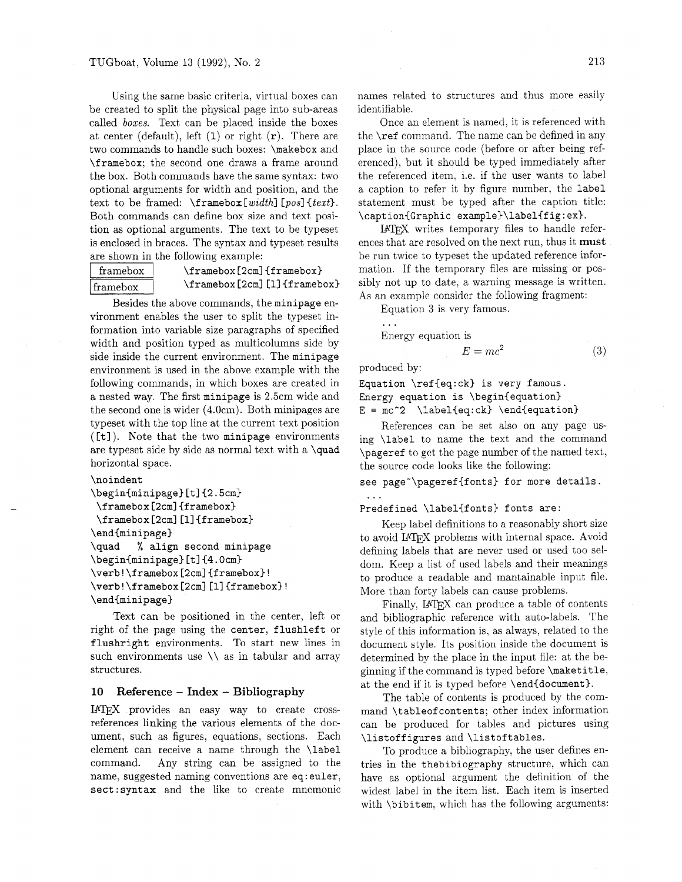Using the same basic criteria, virtual boxes can be created to split the physical page into sub-areas called *boxes*. Text can be placed inside the boxes at center (default), left (`l`) or right (`r`). There are two commands to handle such boxes: `\makebox` and `\framebox`; the second one draws a frame around the box. Both commands have the same syntax: two optional arguments for width and position, and the text to be framed: `\framebox[`*width*`] [`*pos*`] {`*text*`}`. Both commands can define box size and text position as optional arguments. The text to be typeset is enclosed in braces. The syntax and typeset results are shown in the following example:

| framebox | `\framebox[2cm]{framebox}` |
|---|---|
| framebox | `\framebox[2cm][l]{framebox}` |

Besides the above commands, the `minipage` environment enables the user to split the typeset information into variable size paragraphs of specified width and position typed as multicolumns side by side inside the current environment. The `minipage` environment is used in the above example with the following commands, in which boxes are created in a nested way. The first `minipage` is 2.5cm wide and the second one is wider (4.0cm). Both minipages are typeset with the top line at the current text position (`[t]`). Note that the two `minipage` environments are typeset side by side as normal text with a `\quad` horizontal space.

```
\noindent
\begin{minipage}[t]{2.5cm}
 \framebox[2cm]{framebox}
 \framebox[2cm][l]{framebox}
\end{minipage}
\quad   % align second minipage
\begin{minipage}[t]{4.0cm}
\verb!\framebox[2cm]{framebox}!
\verb!\framebox[2cm][l]{framebox}!
\end{minipage}
```

Text can be positioned in the center, left or right of the page using the `center`, `flushleft` or `flushright` environments. To start new lines in such environments use `\\` as in tabular and array structures.

## 10 Reference – Index – Bibliography

LaTeX provides an easy way to create cross-references linking the various elements of the document, such as figures, equations, sections. Each element can receive a name through the `\label` command. Any string can be assigned to the name, suggested naming conventions are `eq:euler`, `sect:syntax` and the like to create mnemonic names related to structures and thus more easily identifiable.

Once an element is named, it is referenced with the `\ref` command. The name can be defined in any place in the source code (before or after being referenced), but it should be typed immediately after the referenced item, i.e. if the user wants to label a caption to refer it by figure number, the `label` statement must be typed after the caption title: `\caption{Graphic example}\label{fig:ex}`.

LaTeX writes temporary files to handle references that are resolved on the next run, thus it **must** be run twice to typeset the updated reference information. If the temporary files are missing or possibly not up to date, a warning message is written. As an example consider the following fragment:

Equation 3 is very famous.

...

Energy equation is

$$E = mc^2 \tag{3}$$

produced by:

```
Equation \ref{eq:ck} is very famous.
Energy equation is \begin{equation}
E = mc^2  \label{eq:ck} \end{equation}
```

References can be set also on any page using `\label` to name the text and the command `\pageref` to get the page number of the named text, the source code looks like the following:

```
see page~\pageref{fonts} for more details.
 ...
Predefined \label{fonts} fonts are:
```

Keep label definitions to a reasonably short size to avoid LaTeX problems with internal space. Avoid defining labels that are never used or used too seldom. Keep a list of used labels and their meanings to produce a readable and mantainable input file. More than forty labels can cause problems.

Finally, LaTeX can produce a table of contents and bibliographic reference with auto-labels. The style of this information is, as always, related to the document style. Its position inside the document is determined by the place in the input file: at the beginning if the command is typed before `\maketitle`, at the end if it is typed before `\end{document}`.

The table of contents is produced by the command `\tableofcontents`; other index information can be produced for tables and pictures using `\listoffigures` and `\listoftables`.

To produce a bibliography, the user defines entries in the `thebibiography` structure, which can have as optional argument the definition of the widest label in the item list. Each item is inserted with `\bibitem`, which has the following arguments: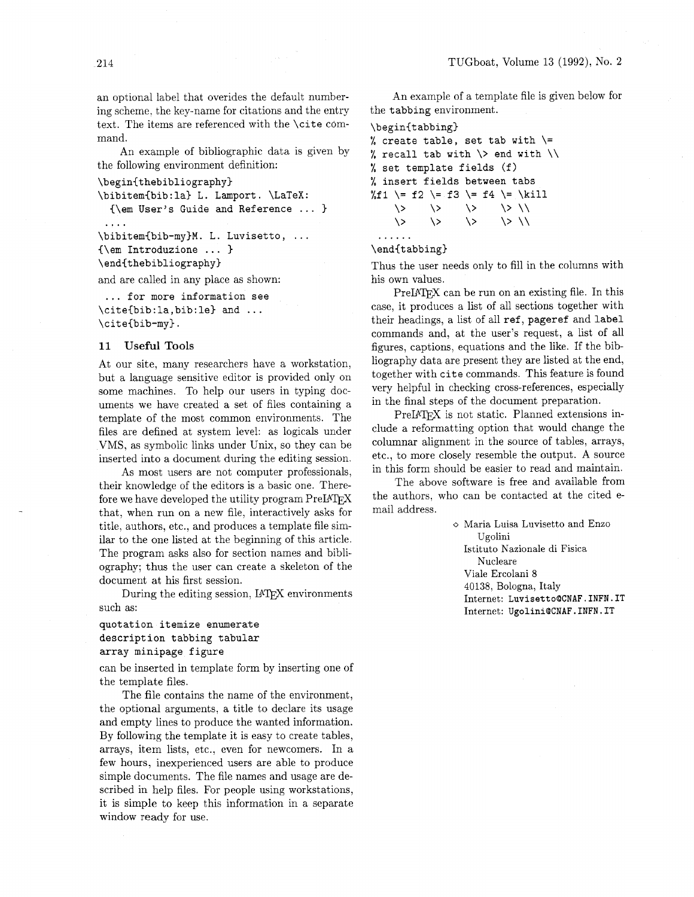an optional label that overides the default numbering scheme, the key-name for citations and the entry text. The items are referenced with the \cite command.

An example of bibliographic data is given by the following environment definition:

```
\begin{thebibliography}
\bibitem{bib:la} L. Lamport. \LaTeX:
  {\em User's Guide and Reference ... }
 ....
\bibitem{bib-my}M. L. Luvisetto, ...
{\em Introduzione ... }
\end{thebibliography}
```

and are called in any place as shown:

```
 ... for more information see
\cite{bib:la,bib:le} and ...
\cite{bib-my}.
```

## 11 Useful Tools

At our site, many researchers have a workstation, but a language sensitive editor is provided only on some machines. To help our users in typing documents we have created a set of files containing a template of the most common environments. The files are defined at system level: as logicals under VMS, as symbolic links under Unix, so they can be inserted into a document during the editing session.

As most users are not computer professionals, their knowledge of the editors is a basic one. Therefore we have developed the utility program PreLaTeX that, when run on a new file, interactively asks for title, authors, etc., and produces a template file similar to the one listed at the beginning of this article. The program asks also for section names and bibliography; thus the user can create a skeleton of the document at his first session.

During the editing session, LaTeX environments such as:

```
quotation itemize enumerate
description tabbing tabular
array minipage figure
```

can be inserted in template form by inserting one of the template files.

The file contains the name of the environment, the optional arguments, a title to declare its usage and empty lines to produce the wanted information. By following the template it is easy to create tables, arrays, item lists, etc., even for newcomers. In a few hours, inexperienced users are able to produce simple documents. The file names and usage are described in help files. For people using workstations, it is simple to keep this information in a separate window ready for use.

An example of a template file is given below for the `tabbing` environment.

```
\begin{tabbing}
% create table, set tab with \=
% recall tab with \> end with \\
% set template fields (f)
% insert fields between tabs
%f1 \= f2 \= f3 \= f4 \= \kill
    \>    \>    \>    \> \\
    \>    \>    \>    \> \\
 .....
\end{tabbing}
```

Thus the user needs only to fill in the columns with his own values.

PreLaTeX can be run on an existing file. In this case, it produces a list of all sections together with their headings, a list of all `ref`, `pageref` and `label` commands and, at the user's request, a list of all figures, captions, equations and the like. If the bibliography data are present they are listed at the end, together with `cite` commands. This feature is found very helpful in checking cross-references, especially in the final steps of the document preparation.

PreLaTeX is not static. Planned extensions include a reformatting option that would change the columnar alignment in the source of tables, arrays, etc., to more closely resemble the output. A source in this form should be easier to read and maintain.

The above software is free and available from the authors, who can be contacted at the cited e-mail address.

◇ Maria Luisa Luvisetto and Enzo Ugolini
Istituto Nazionale di Fisica Nucleare
Viale Ercolani 8
40138, Bologna, Italy
Internet: `Luvisetto@CNAF.INFN.IT`
Internet: `Ugolini@CNAF.INFN.IT`